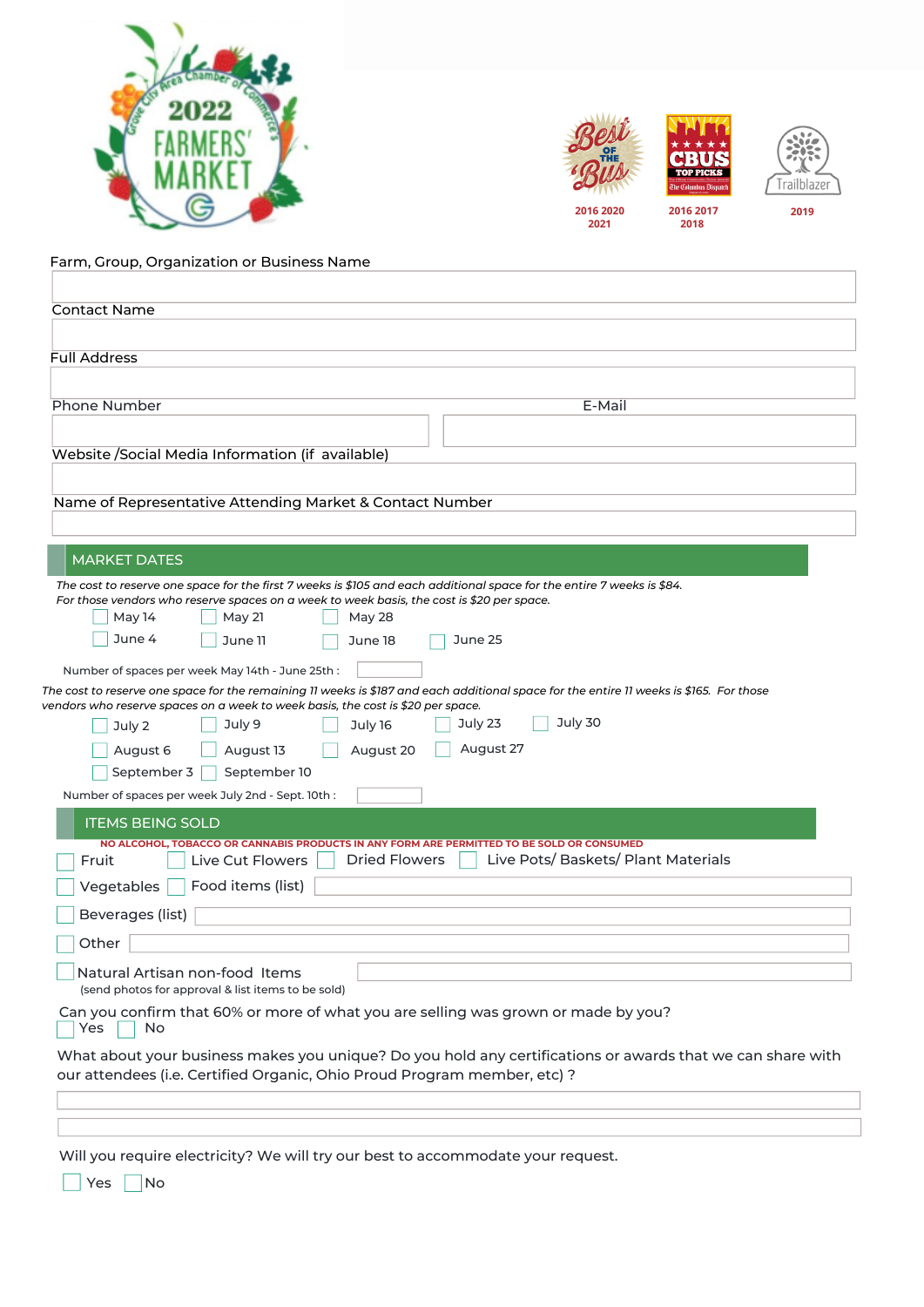2022 FARMERS' MARKET

Grove City Area Chamber of Commerce

Best of the 'Bus 2016 2020 2021

CBUS Top Picks 2016 2017 2018

Trailblazer 2019

Farm, Group, Organization or Business Name

Contact Name

Full Address

Phone Number

E-Mail

Website /Social Media Information (if available)

Name of Representative Attending Market & Contact Number

## MARKET DATES

*The cost to reserve one space for the first 7 weeks is $105 and each additional space for the entire 7 weeks is $84. For those vendors who reserve spaces on a week to week basis, the cost is $20 per space.*

- ☐ May 14
- ☐ May 21
- ☐ May 28
- ☐ June 4
- ☐ June 11
- ☐ June 18
- ☐ June 25

Number of spaces per week May 14th - June 25th :

*The cost to reserve one space for the remaining 11 weeks is $187 and each additional space for the entire 11 weeks is $165. For those vendors who reserve spaces on a week to week basis, the cost is $20 per space.*

- ☐ July 2
- ☐ July 9
- ☐ July 16
- ☐ July 23
- ☐ July 30
- ☐ August 6
- ☐ August 13
- ☐ August 20
- ☐ August 27
- ☐ September 3
- ☐ September 10

Number of spaces per week July 2nd - Sept. 10th :

## ITEMS BEING SOLD

**NO ALCOHOL, TOBACCO OR CANNABIS PRODUCTS IN ANY FORM ARE PERMITTED TO BE SOLD OR CONSUMED**

- ☐ Fruit
- ☐ Live Cut Flowers
- ☐ Dried Flowers
- ☐ Live Pots/ Baskets/ Plant Materials
- ☐ Vegetables
- ☐ Food items (list)
- ☐ Beverages (list)
- ☐ Other
- ☐ Natural Artisan non-food Items (send photos for approval & list items to be sold)

Can you confirm that 60% or more of what you are selling was grown or made by you?

☐ Yes ☐ No

What about your business makes you unique? Do you hold any certifications or awards that we can share with our attendees (i.e. Certified Organic, Ohio Proud Program member, etc) ?

Will you require electricity? We will try our best to accommodate your request.

☐ Yes ☐ No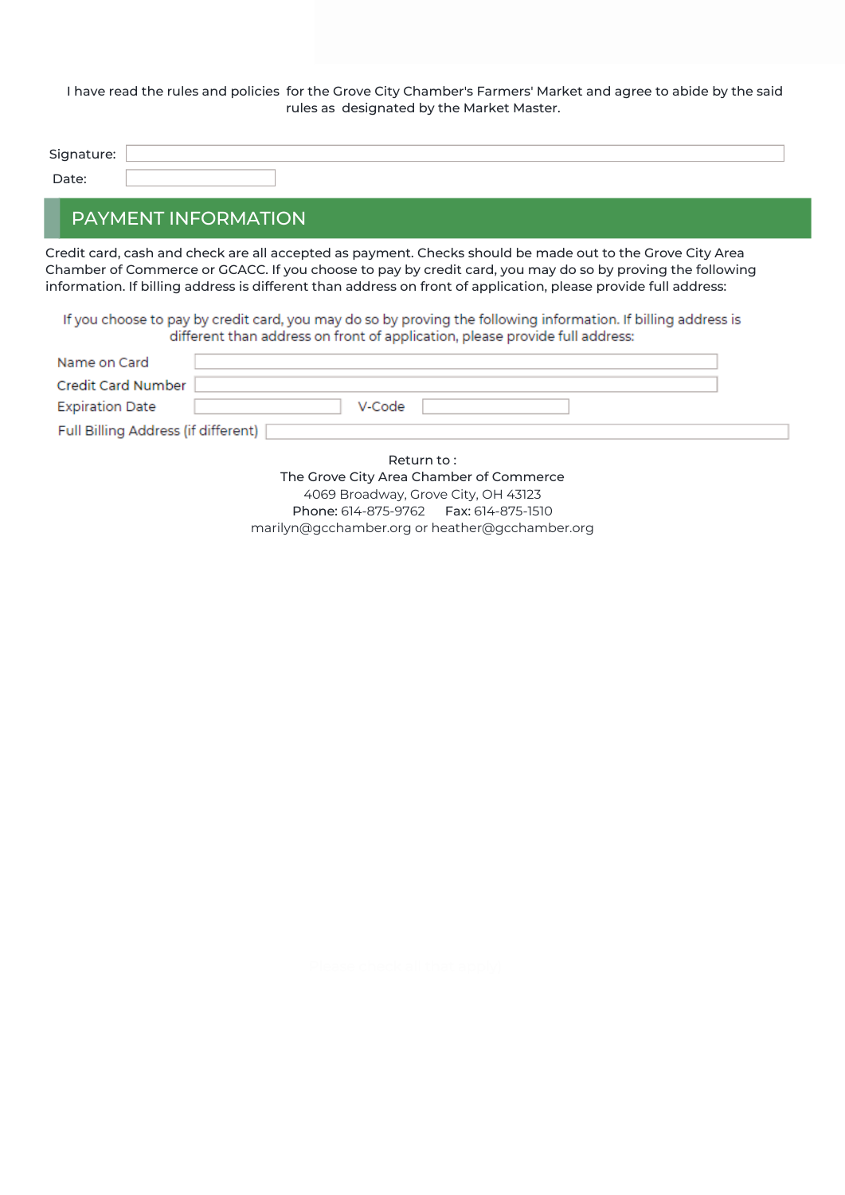I have read the rules and policies for the Grove City Chamber's Farmers' Market and agree to abide by the said rules as designated by the Market Master.

Signature: ____________________

Date: ____________________

## PAYMENT INFORMATION

Credit card, cash and check are all accepted as payment. Checks should be made out to the Grove City Area Chamber of Commerce or GCACC. If you choose to pay by credit card, you may do so by proving the following information. If billing address is different than address on front of application, please provide full address:

If you choose to pay by credit card, you may do so by proving the following information. If billing address is different than address on front of application, please provide full address:

Name on Card ____________________

Credit Card Number ____________________

Expiration Date ____________________ V-Code ____________________

Full Billing Address (if different) ____________________

Return to :
The Grove City Area Chamber of Commerce
4069 Broadway, Grove City, OH 43123
Phone: 614-875-9762 Fax: 614-875-1510
marilyn@gcchamber.org or heather@gcchamber.org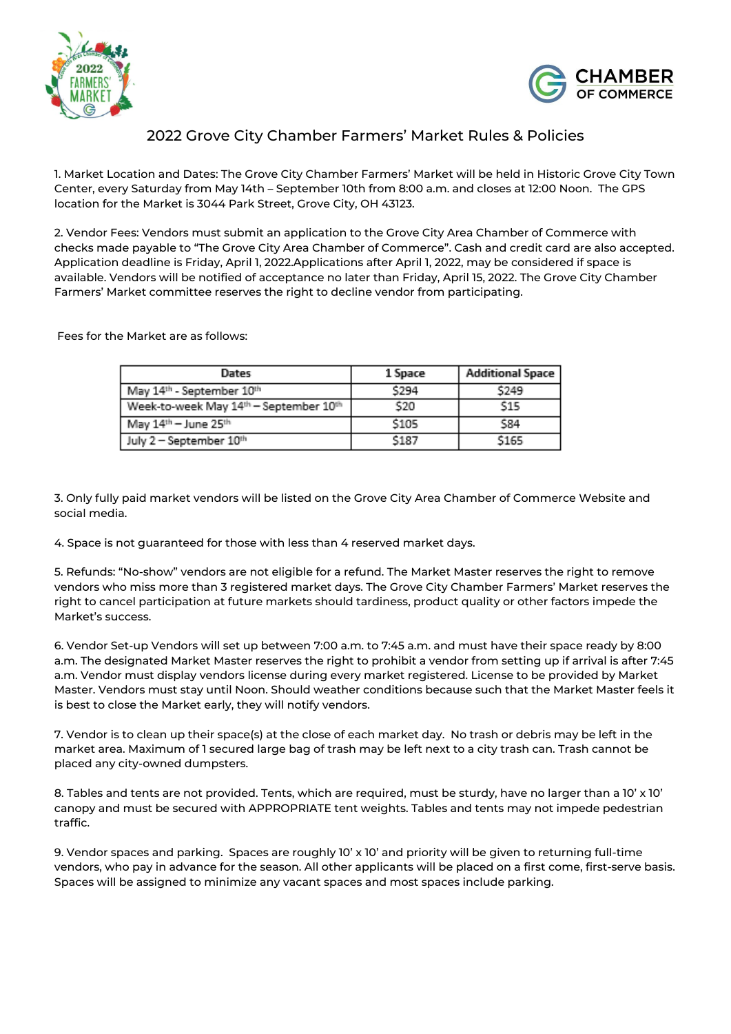# 2022 Grove City Chamber Farmers' Market Rules & Policies

1. Market Location and Dates: The Grove City Chamber Farmers' Market will be held in Historic Grove City Town Center, every Saturday from May 14th – September 10th from 8:00 a.m. and closes at 12:00 Noon. The GPS location for the Market is 3044 Park Street, Grove City, OH 43123.

2. Vendor Fees: Vendors must submit an application to the Grove City Area Chamber of Commerce with checks made payable to "The Grove City Area Chamber of Commerce". Cash and credit card are also accepted. Application deadline is Friday, April 1, 2022.Applications after April 1, 2022, may be considered if space is available. Vendors will be notified of acceptance no later than Friday, April 15, 2022. The Grove City Chamber Farmers' Market committee reserves the right to decline vendor from participating.

Fees for the Market are as follows:

| Dates | 1 Space | Additional Space |
|---|---|---|
| May 14th - September 10th | $294 | $249 |
| Week-to-week May 14th – September 10th | $20 | $15 |
| May 14th – June 25th | $105 | $84 |
| July 2 – September 10th | $187 | $165 |

3. Only fully paid market vendors will be listed on the Grove City Area Chamber of Commerce Website and social media.

4. Space is not guaranteed for those with less than 4 reserved market days.

5. Refunds: "No-show" vendors are not eligible for a refund. The Market Master reserves the right to remove vendors who miss more than 3 registered market days. The Grove City Chamber Farmers' Market reserves the right to cancel participation at future markets should tardiness, product quality or other factors impede the Market's success.

6. Vendor Set-up Vendors will set up between 7:00 a.m. to 7:45 a.m. and must have their space ready by 8:00 a.m. The designated Market Master reserves the right to prohibit a vendor from setting up if arrival is after 7:45 a.m. Vendor must display vendors license during every market registered. License to be provided by Market Master. Vendors must stay until Noon. Should weather conditions because such that the Market Master feels it is best to close the Market early, they will notify vendors.

7. Vendor is to clean up their space(s) at the close of each market day. No trash or debris may be left in the market area. Maximum of 1 secured large bag of trash may be left next to a city trash can. Trash cannot be placed any city-owned dumpsters.

8. Tables and tents are not provided. Tents, which are required, must be sturdy, have no larger than a 10' x 10' canopy and must be secured with APPROPRIATE tent weights. Tables and tents may not impede pedestrian traffic.

9. Vendor spaces and parking. Spaces are roughly 10' x 10' and priority will be given to returning full-time vendors, who pay in advance for the season. All other applicants will be placed on a first come, first-serve basis. Spaces will be assigned to minimize any vacant spaces and most spaces include parking.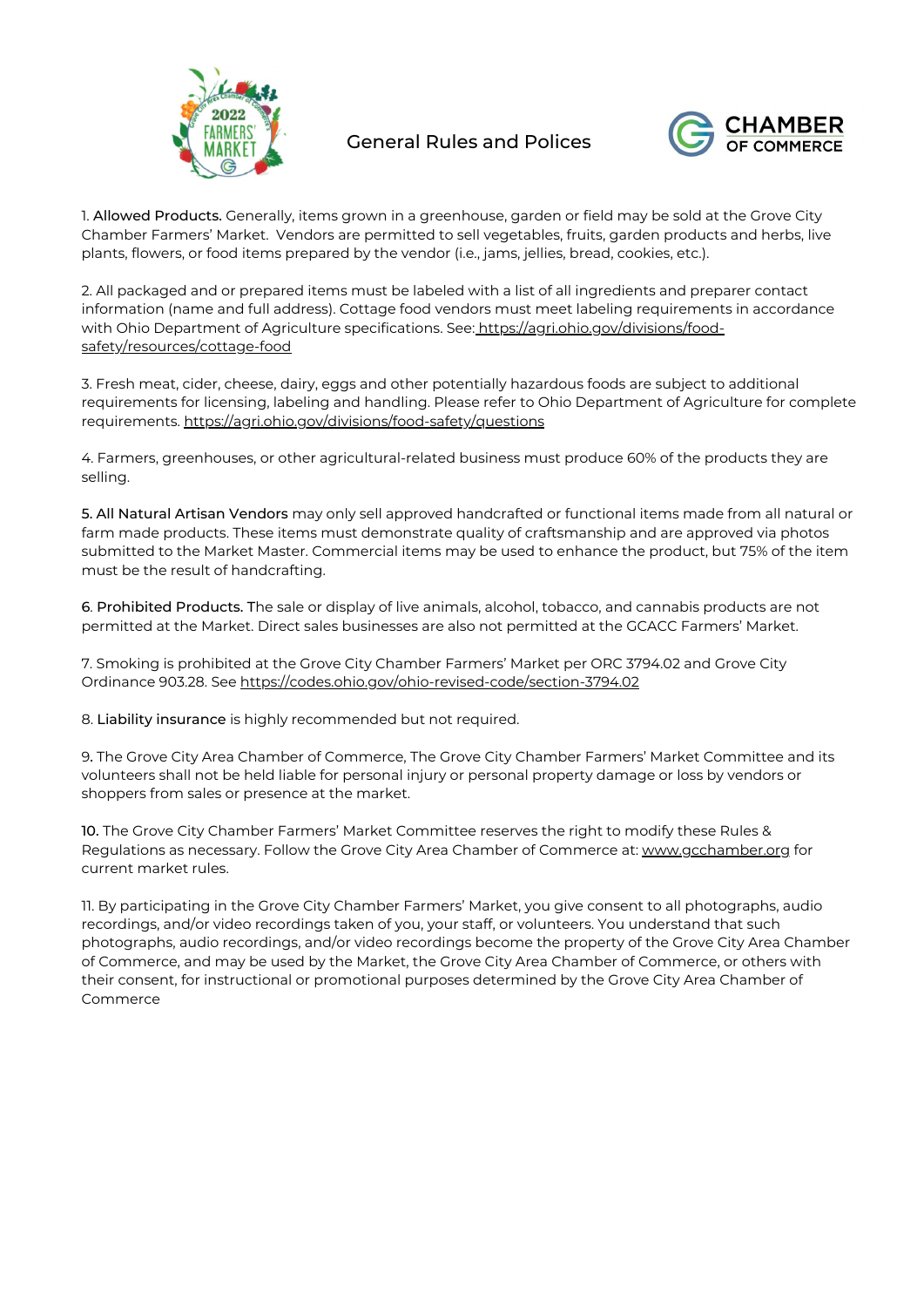# General Rules and Polices

1. **Allowed Products.** Generally, items grown in a greenhouse, garden or field may be sold at the Grove City Chamber Farmers' Market. Vendors are permitted to sell vegetables, fruits, garden products and herbs, live plants, flowers, or food items prepared by the vendor (i.e., jams, jellies, bread, cookies, etc.).

2. All packaged and or prepared items must be labeled with a list of all ingredients and preparer contact information (name and full address). Cottage food vendors must meet labeling requirements in accordance with Ohio Department of Agriculture specifications. See: https://agri.ohio.gov/divisions/food-safety/resources/cottage-food

3. Fresh meat, cider, cheese, dairy, eggs and other potentially hazardous foods are subject to additional requirements for licensing, labeling and handling. Please refer to Ohio Department of Agriculture for complete requirements. https://agri.ohio.gov/divisions/food-safety/questions

4. Farmers, greenhouses, or other agricultural-related business must produce 60% of the products they are selling.

**5. All Natural Artisan Vendors** may only sell approved handcrafted or functional items made from all natural or farm made products. These items must demonstrate quality of craftsmanship and are approved via photos submitted to the Market Master. Commercial items may be used to enhance the product, but 75% of the item must be the result of handcrafting.

**6. Prohibited Products.** The sale or display of live animals, alcohol, tobacco, and cannabis products are not permitted at the Market. Direct sales businesses are also not permitted at the GCACC Farmers' Market.

7. Smoking is prohibited at the Grove City Chamber Farmers' Market per ORC 3794.02 and Grove City Ordinance 903.28. See https://codes.ohio.gov/ohio-revised-code/section-3794.02

8. **Liability insurance** is highly recommended but not required.

9. The Grove City Area Chamber of Commerce, The Grove City Chamber Farmers' Market Committee and its volunteers shall not be held liable for personal injury or personal property damage or loss by vendors or shoppers from sales or presence at the market.

**10.** The Grove City Chamber Farmers' Market Committee reserves the right to modify these Rules & Regulations as necessary. Follow the Grove City Area Chamber of Commerce at: www.gcchamber.org for current market rules.

11. By participating in the Grove City Chamber Farmers' Market, you give consent to all photographs, audio recordings, and/or video recordings taken of you, your staff, or volunteers. You understand that such photographs, audio recordings, and/or video recordings become the property of the Grove City Area Chamber of Commerce, and may be used by the Market, the Grove City Area Chamber of Commerce, or others with their consent, for instructional or promotional purposes determined by the Grove City Area Chamber of Commerce